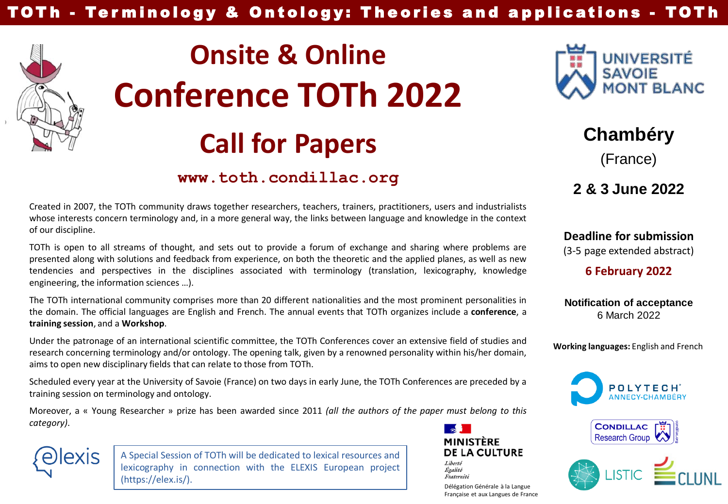**TOTh - Terminology & Ontology: Theories and applications - TOTh**

# Onsite & Online

# Conference TOTh 2022

## Call for Papers

**www.toth.condillac.org**

Created in 2007, the TOTh community draws together researchers, teachers, trainers, practitioners, users and industrialists whose interests concern terminology and, in a more general way, the links between language and knowledge in the context of our discipline.

TOTh is open to all streams of thought, and sets out to provide a forum of exchange and sharing where problems are presented along with solutions and feedback from experience, on both the theoretic and the applied planes, as well as new tendencies and perspectives in the disciplines associated with terminology (translation, lexicography, knowledge engineering, the information sciences …).

The TOTh international community comprises more than 20 different nationalities and the most prominent personalities in the domain. The official languages are English and French. The annual events that TOTh organizes include a **conference**, a **training session**, and a **Workshop**.

Under the patronage of an international scientific committee, the TOTh Conferences cover an extensive field of studies and research concerning terminology and/or ontology. The opening talk, given by a renowned personality within his/her domain, aims to open new disciplinary fields that can relate to those from TOTh.

Scheduled every year at the University of Savoie (France) on two days in early June, the TOTh Conferences are preceded by a training session on terminology and ontology.

Moreover, a « Young Researcher » prize has been awarded since 2011 *(all the authors of the paper must belong to this category)*.

elexis

A Special Session of TOTh will be dedicated to lexical resources and lexicography in connection with the ELEXIS European project (https://elex.is/).

MINISTÈRE DE LA CULTURE
Liberté
Égalité
Fraternité
Délégation Générale à la Langue Française et aux Langues de France

UNIVERSITÉ SAVOIE MONT BLANC

**Chambéry**
(France)

**2 & 3 June 2022**

**Deadline for submission**
(3-5 page extended abstract)
**6 February 2022**

**Notification of acceptance**
6 March 2022

**Working languages:** English and French

POLYTECH ANNECY-CHAMBÉRY

CONDILLAC Research Group

LISTIC

CLUNL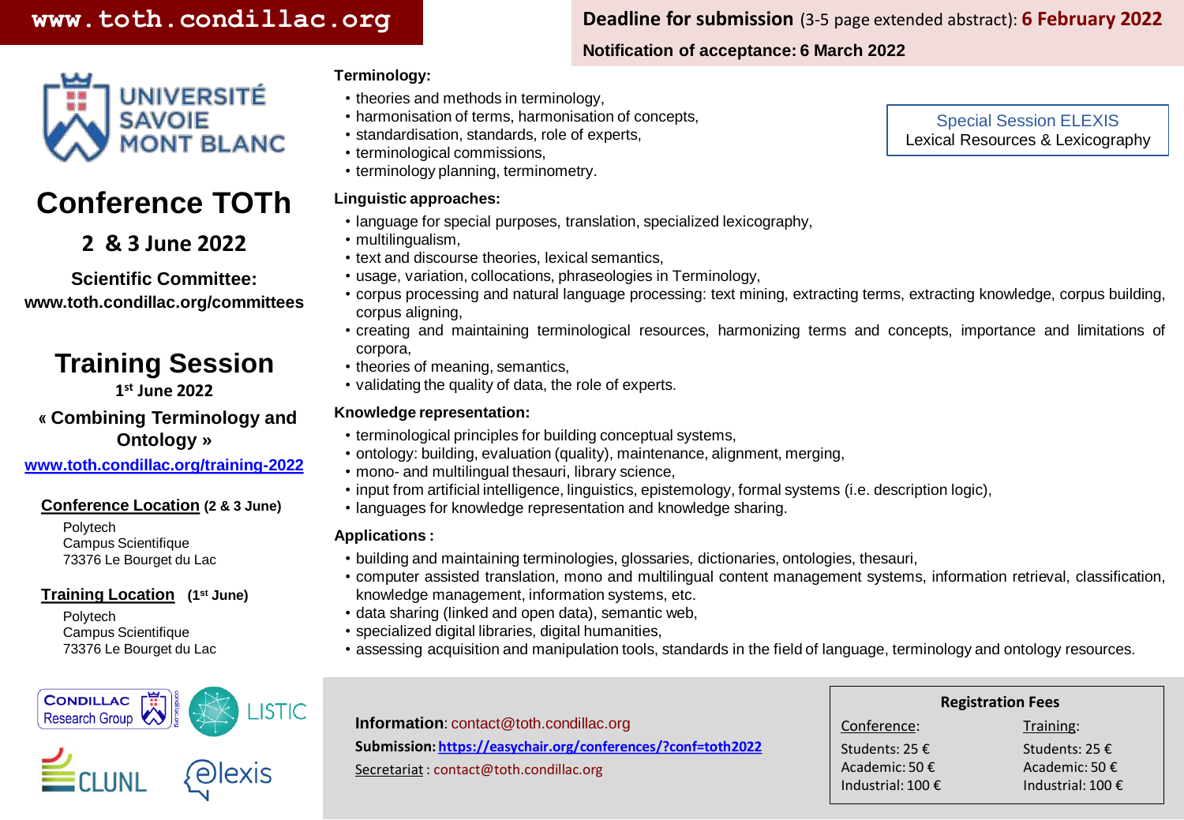**www.toth.condillac.org**

**Deadline for submission** (3-5 page extended abstract): **6 February 2022**

**Notification of acceptance: 6 March 2022**

UNIVERSITÉ SAVOIE MONT BLANC

# Conference TOTh

## 2 & 3 June 2022

**Scientific Committee:**
**www.toth.condillac.org/committees**

# Training Session

**1st June 2022**

**« Combining Terminology and Ontology »**

[www.toth.condillac.org/training-2022](www.toth.condillac.org/training-2022)

**Conference Location (2 & 3 June)**

Polytech
Campus Scientifique
73376 Le Bourget du Lac

**Training Location (1st June)**

Polytech
Campus Scientifique
73376 Le Bourget du Lac

CONDILLAC Research Group

LISTIC

CLUNL

elexis

Special Session ELEXIS
Lexical Resources & Lexicography

**Terminology:**

- theories and methods in terminology,
- harmonisation of terms, harmonisation of concepts,
- standardisation, standards, role of experts,
- terminological commissions,
- terminology planning, terminometry.

**Linguistic approaches:**

- language for special purposes, translation, specialized lexicography,
- multilingualism,
- text and discourse theories, lexical semantics,
- usage, variation, collocations, phraseologies in Terminology,
- corpus processing and natural language processing: text mining, extracting terms, extracting knowledge, corpus building, corpus aligning,
- creating and maintaining terminological resources, harmonizing terms and concepts, importance and limitations of corpora,
- theories of meaning, semantics,
- validating the quality of data, the role of experts.

**Knowledge representation:**

- terminological principles for building conceptual systems,
- ontology: building, evaluation (quality), maintenance, alignment, merging,
- mono- and multilingual thesauri, library science,
- input from artificial intelligence, linguistics, epistemology, formal systems (i.e. description logic),
- languages for knowledge representation and knowledge sharing.

**Applications :**

- building and maintaining terminologies, glossaries, dictionaries, ontologies, thesauri,
- computer assisted translation, mono and multilingual content management systems, information retrieval, classification, knowledge management, information systems, etc.
- data sharing (linked and open data), semantic web,
- specialized digital libraries, digital humanities,
- assessing acquisition and manipulation tools, standards in the field of language, terminology and ontology resources.

**Information**: contact@toth.condillac.org

**Submission:** [https://easychair.org/conferences/?conf=toth2022](https://easychair.org/conferences/?conf=toth2022)

Secretariat : contact@toth.condillac.org

**Registration Fees**

| Conference: | Training: |
|---|---|
| Students: 25 € | Students: 25 € |
| Academic: 50 € | Academic: 50 € |
| Industrial: 100 € | Industrial: 100 € |